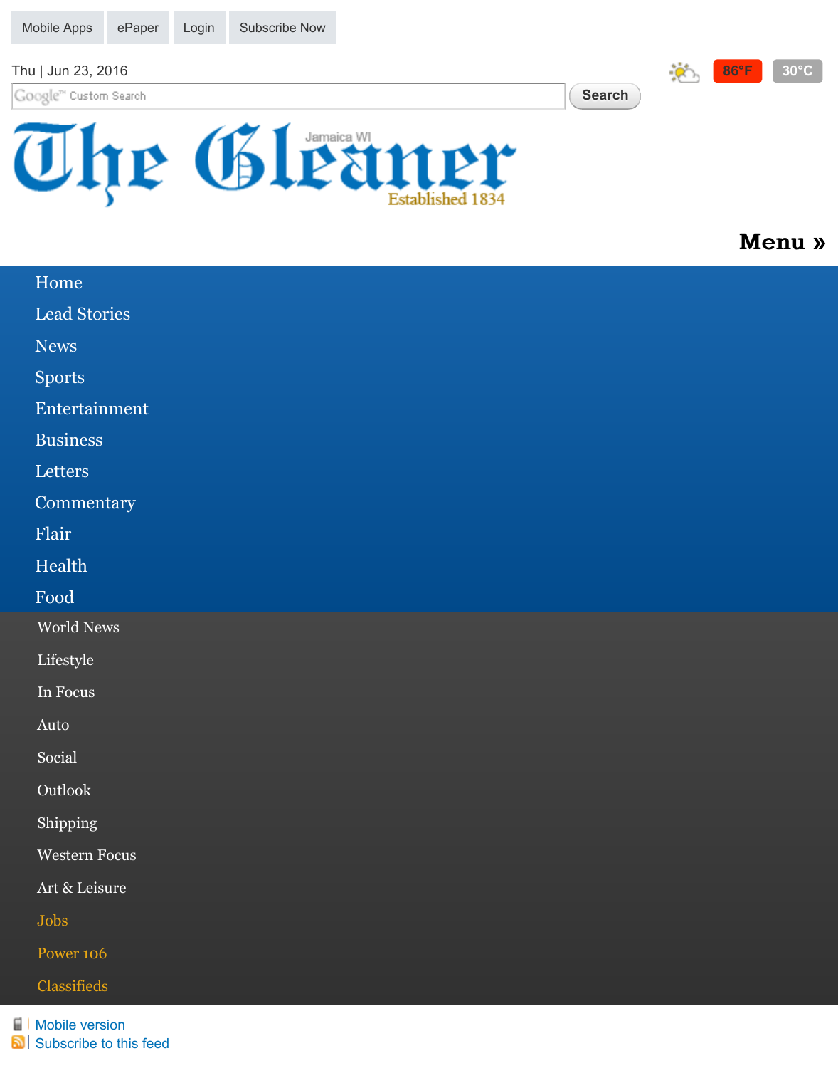Mobile Apps | ePaper | Login | Subscribe Now

Thu | Jun 23, 2016

86°F 30°C

Google™ Custom Search

Search

# The Gleaner

Jamaica WI

Established 1834

**Menu »**

- Home
- Lead Stories
- News
- Sports
- Entertainment
- Business
- Letters
- Commentary
- Flair
- Health
- Food
- World News
- Lifestyle
- In Focus
- Auto
- Social
- Outlook
- Shipping
- Western Focus
- Art & Leisure
- Jobs
- Power 106
- Classifieds

Mobile version

Subscribe to this feed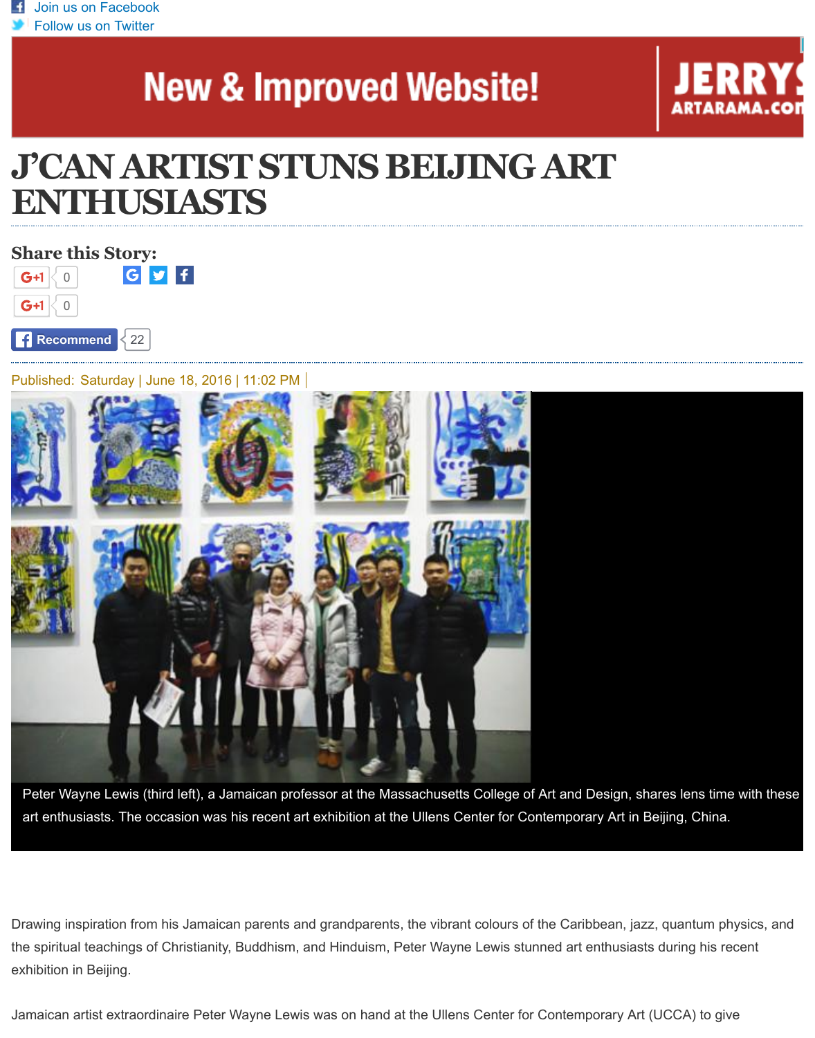Join us on Facebook
Follow us on Twitter

# J'CAN ARTIST STUNS BEIJING ART ENTHUSIASTS

**Share this Story:**

Published: Saturday | June 18, 2016 | 11:02 PM

Peter Wayne Lewis (third left), a Jamaican professor at the Massachusetts College of Art and Design, shares lens time with these art enthusiasts. The occasion was his recent art exhibition at the Ullens Center for Contemporary Art in Beijing, China.

Drawing inspiration from his Jamaican parents and grandparents, the vibrant colours of the Caribbean, jazz, quantum physics, and the spiritual teachings of Christianity, Buddhism, and Hinduism, Peter Wayne Lewis stunned art enthusiasts during his recent exhibition in Beijing.

Jamaican artist extraordinaire Peter Wayne Lewis was on hand at the Ullens Center for Contemporary Art (UCCA) to give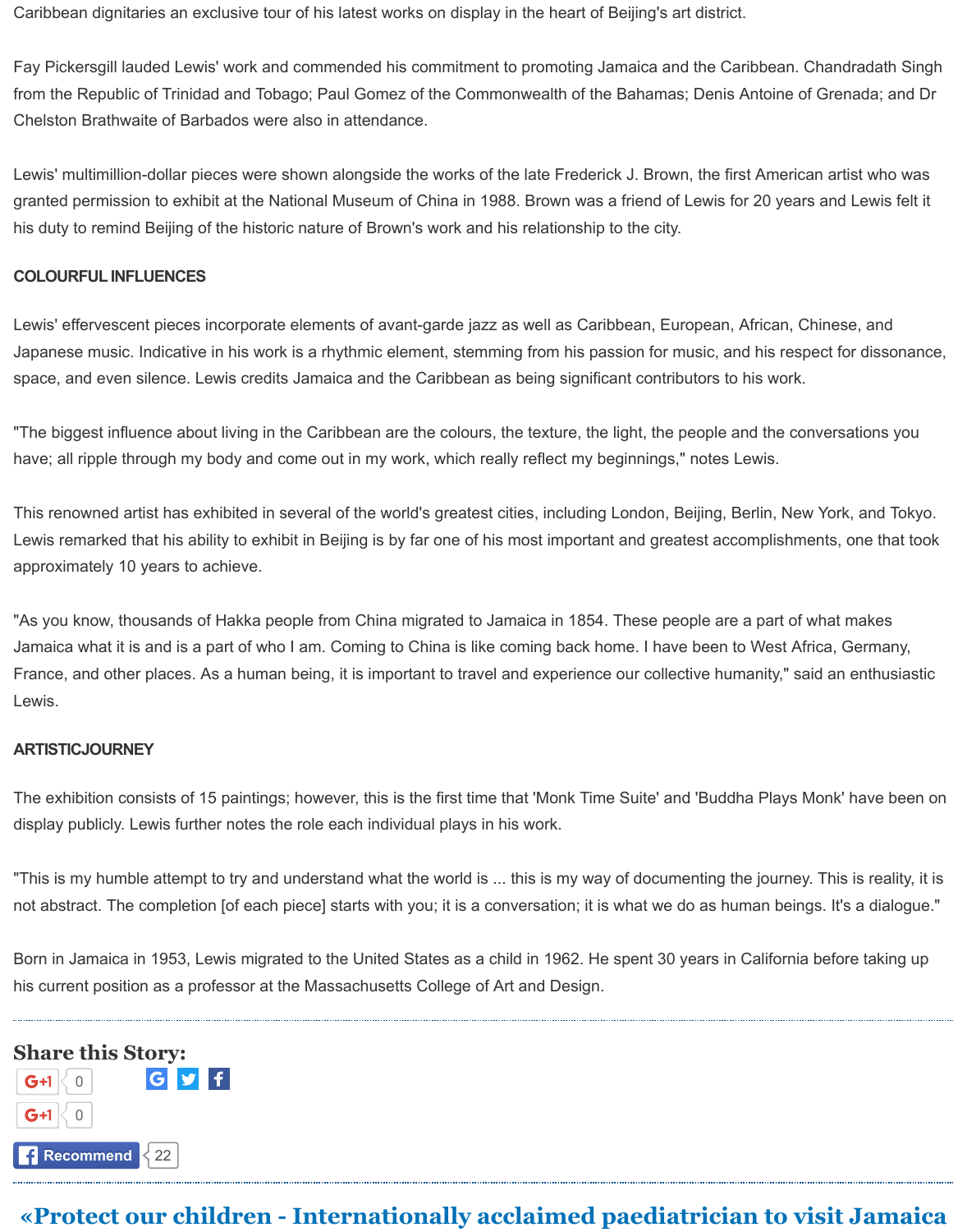Caribbean dignitaries an exclusive tour of his latest works on display in the heart of Beijing's art district.

Fay Pickersgill lauded Lewis' work and commended his commitment to promoting Jamaica and the Caribbean. Chandradath Singh from the Republic of Trinidad and Tobago; Paul Gomez of the Commonwealth of the Bahamas; Denis Antoine of Grenada; and Dr Chelston Brathwaite of Barbados were also in attendance.

Lewis' multimillion-dollar pieces were shown alongside the works of the late Frederick J. Brown, the first American artist who was granted permission to exhibit at the National Museum of China in 1988. Brown was a friend of Lewis for 20 years and Lewis felt it his duty to remind Beijing of the historic nature of Brown's work and his relationship to the city.

**COLOURFUL INFLUENCES**

Lewis' effervescent pieces incorporate elements of avant-garde jazz as well as Caribbean, European, African, Chinese, and Japanese music. Indicative in his work is a rhythmic element, stemming from his passion for music, and his respect for dissonance, space, and even silence. Lewis credits Jamaica and the Caribbean as being significant contributors to his work.

"The biggest influence about living in the Caribbean are the colours, the texture, the light, the people and the conversations you have; all ripple through my body and come out in my work, which really reflect my beginnings," notes Lewis.

This renowned artist has exhibited in several of the world's greatest cities, including London, Beijing, Berlin, New York, and Tokyo. Lewis remarked that his ability to exhibit in Beijing is by far one of his most important and greatest accomplishments, one that took approximately 10 years to achieve.

"As you know, thousands of Hakka people from China migrated to Jamaica in 1854. These people are a part of what makes Jamaica what it is and is a part of who I am. Coming to China is like coming back home. I have been to West Africa, Germany, France, and other places. As a human being, it is important to travel and experience our collective humanity," said an enthusiastic Lewis.

**ARTISTICJOURNEY**

The exhibition consists of 15 paintings; however, this is the first time that 'Monk Time Suite' and 'Buddha Plays Monk' have been on display publicly. Lewis further notes the role each individual plays in his work.

"This is my humble attempt to try and understand what the world is ... this is my way of documenting the journey. This is reality, it is not abstract. The completion [of each piece] starts with you; it is a conversation; it is what we do as human beings. It's a dialogue."

Born in Jamaica in 1953, Lewis migrated to the United States as a child in 1962. He spent 30 years in California before taking up his current position as a professor at the Massachusetts College of Art and Design.

**Share this Story:**

G+1 0

G+1 0

Recommend 22

«Protect our children - Internationally acclaimed paediatrician to visit Jamaica